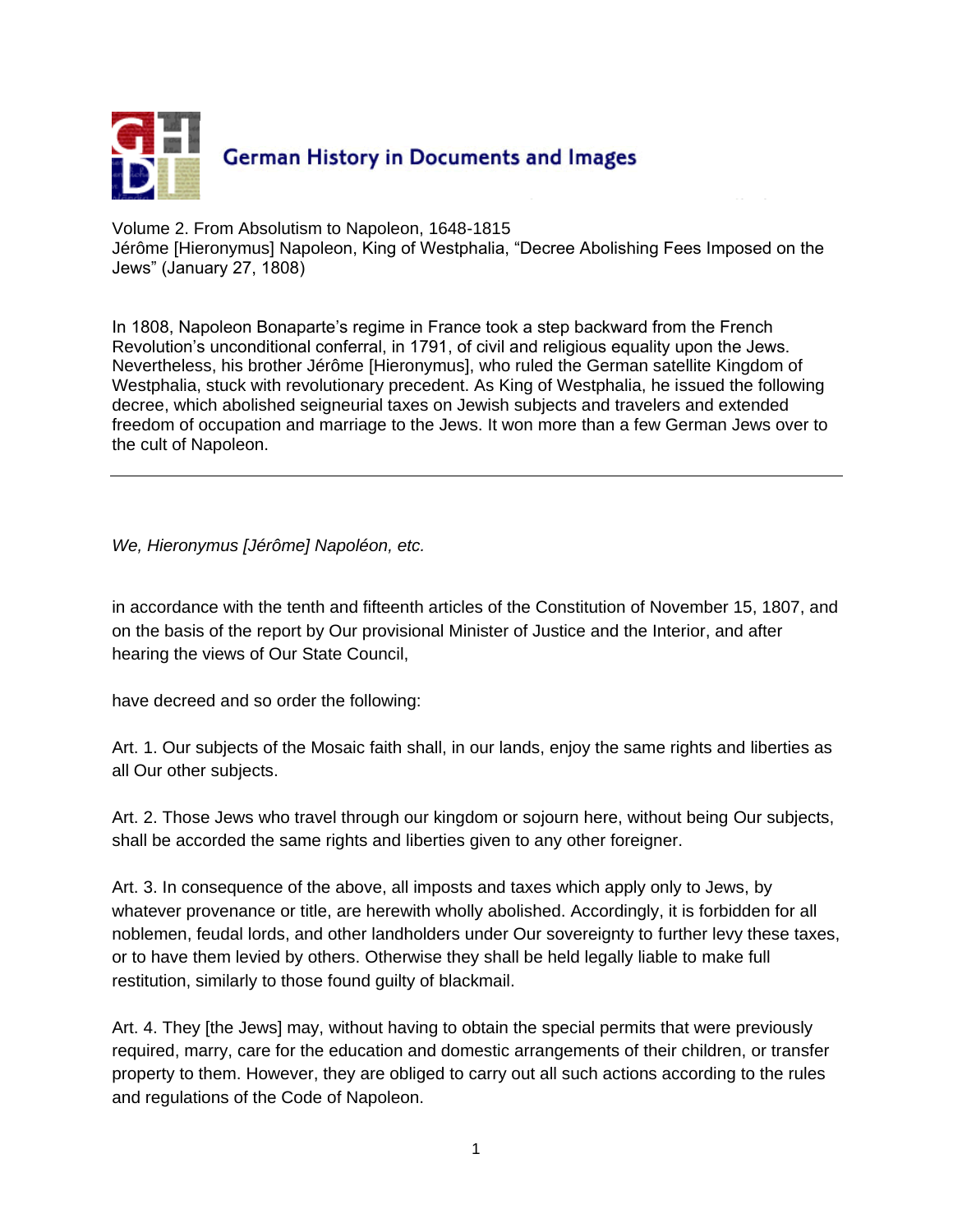German History in Documents and Images

Volume 2. From Absolutism to Napoleon, 1648-1815
Jérôme [Hieronymus] Napoleon, King of Westphalia, "Decree Abolishing Fees Imposed on the Jews" (January 27, 1808)

In 1808, Napoleon Bonaparte's regime in France took a step backward from the French Revolution's unconditional conferral, in 1791, of civil and religious equality upon the Jews. Nevertheless, his brother Jérôme [Hieronymus], who ruled the German satellite Kingdom of Westphalia, stuck with revolutionary precedent. As King of Westphalia, he issued the following decree, which abolished seigneurial taxes on Jewish subjects and travelers and extended freedom of occupation and marriage to the Jews. It won more than a few German Jews over to the cult of Napoleon.

---

*We, Hieronymus [Jérôme] Napoléon, etc.*

in accordance with the tenth and fifteenth articles of the Constitution of November 15, 1807, and on the basis of the report by Our provisional Minister of Justice and the Interior, and after hearing the views of Our State Council,

have decreed and so order the following:

Art. 1. Our subjects of the Mosaic faith shall, in our lands, enjoy the same rights and liberties as all Our other subjects.

Art. 2. Those Jews who travel through our kingdom or sojourn here, without being Our subjects, shall be accorded the same rights and liberties given to any other foreigner.

Art. 3. In consequence of the above, all imposts and taxes which apply only to Jews, by whatever provenance or title, are herewith wholly abolished. Accordingly, it is forbidden for all noblemen, feudal lords, and other landholders under Our sovereignty to further levy these taxes, or to have them levied by others. Otherwise they shall be held legally liable to make full restitution, similarly to those found guilty of blackmail.

Art. 4. They [the Jews] may, without having to obtain the special permits that were previously required, marry, care for the education and domestic arrangements of their children, or transfer property to them. However, they are obliged to carry out all such actions according to the rules and regulations of the Code of Napoleon.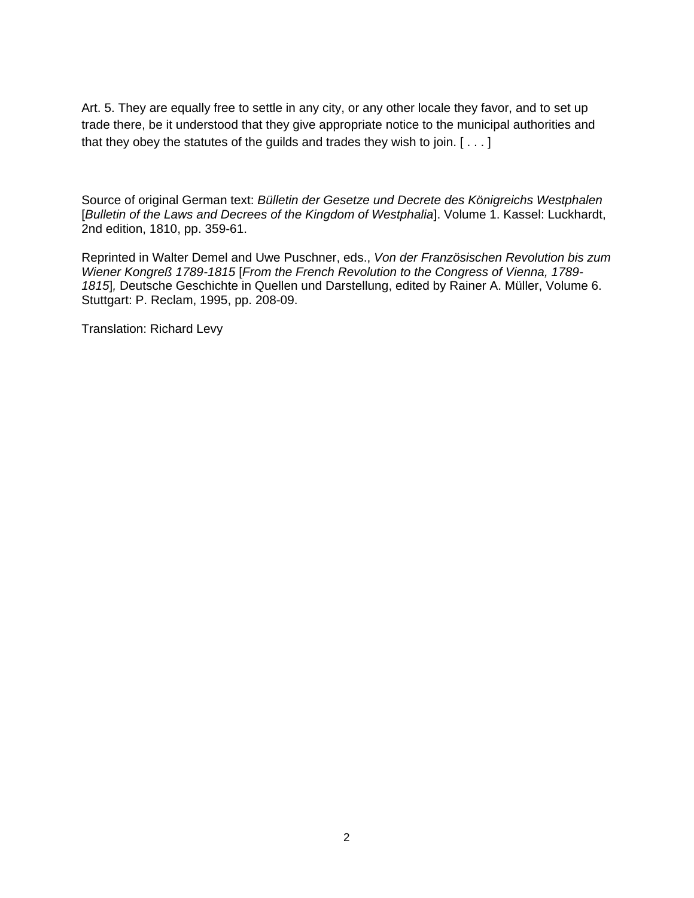Art. 5. They are equally free to settle in any city, or any other locale they favor, and to set up trade there, be it understood that they give appropriate notice to the municipal authorities and that they obey the statutes of the guilds and trades they wish to join. [ . . . ]

Source of original German text: *Bülletin der Gesetze und Decrete des Königreichs Westphalen* [*Bulletin of the Laws and Decrees of the Kingdom of Westphalia*]. Volume 1. Kassel: Luckhardt, 2nd edition, 1810, pp. 359-61.

Reprinted in Walter Demel and Uwe Puschner, eds., *Von der Französischen Revolution bis zum Wiener Kongreß 1789-1815* [*From the French Revolution to the Congress of Vienna, 1789-1815*], Deutsche Geschichte in Quellen und Darstellung, edited by Rainer A. Müller, Volume 6. Stuttgart: P. Reclam, 1995, pp. 208-09.

Translation: Richard Levy